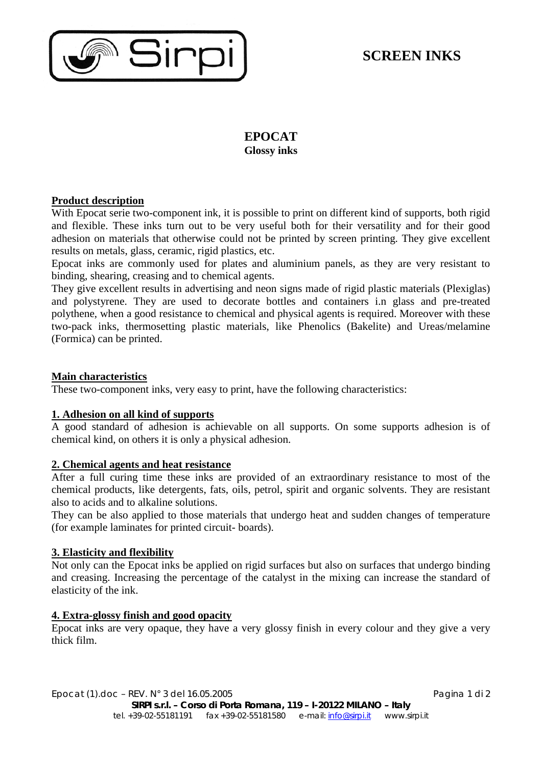# SCREEN INKS

## EPOCAT

**Glossy inks**

### Product description

With Epocat serie two-component ink, it is possible to print on different kind of supports, both rigid and flexible. These inks turn out to be very useful both for their versatility and for their good adhesion on materials that otherwise could not be printed by screen printing. They give excellent results on metals, glass, ceramic, rigid plastics, etc.

Epocat inks are commonly used for plates and aluminium panels, as they are very resistant to binding, shearing, creasing and to chemical agents.

They give excellent results in advertising and neon signs made of rigid plastic materials (Plexiglas) and polystyrene. They are used to decorate bottles and containers i.n glass and pre-treated polythene, when a good resistance to chemical and physical agents is required. Moreover with these two-pack inks, thermosetting plastic materials, like Phenolics (Bakelite) and Ureas/melamine (Formica) can be printed.

### Main characteristics

These two-component inks, very easy to print, have the following characteristics:

#### 1. Adhesion on all kind of supports

A good standard of adhesion is achievable on all supports. On some supports adhesion is of chemical kind, on others it is only a physical adhesion.

#### 2. Chemical agents and heat resistance

After a full curing time these inks are provided of an extraordinary resistance to most of the chemical products, like detergents, fats, oils, petrol, spirit and organic solvents. They are resistant also to acids and to alkaline solutions.

They can be also applied to those materials that undergo heat and sudden changes of temperature (for example laminates for printed circuit- boards).

#### 3. Elasticity and flexibility

Not only can the Epocat inks be applied on rigid surfaces but also on surfaces that undergo binding and creasing. Increasing the percentage of the catalyst in the mixing can increase the standard of elasticity of the ink.

#### 4. Extra-glossy finish and good opacity

Epocat inks are very opaque, they have a very glossy finish in every colour and they give a very thick film.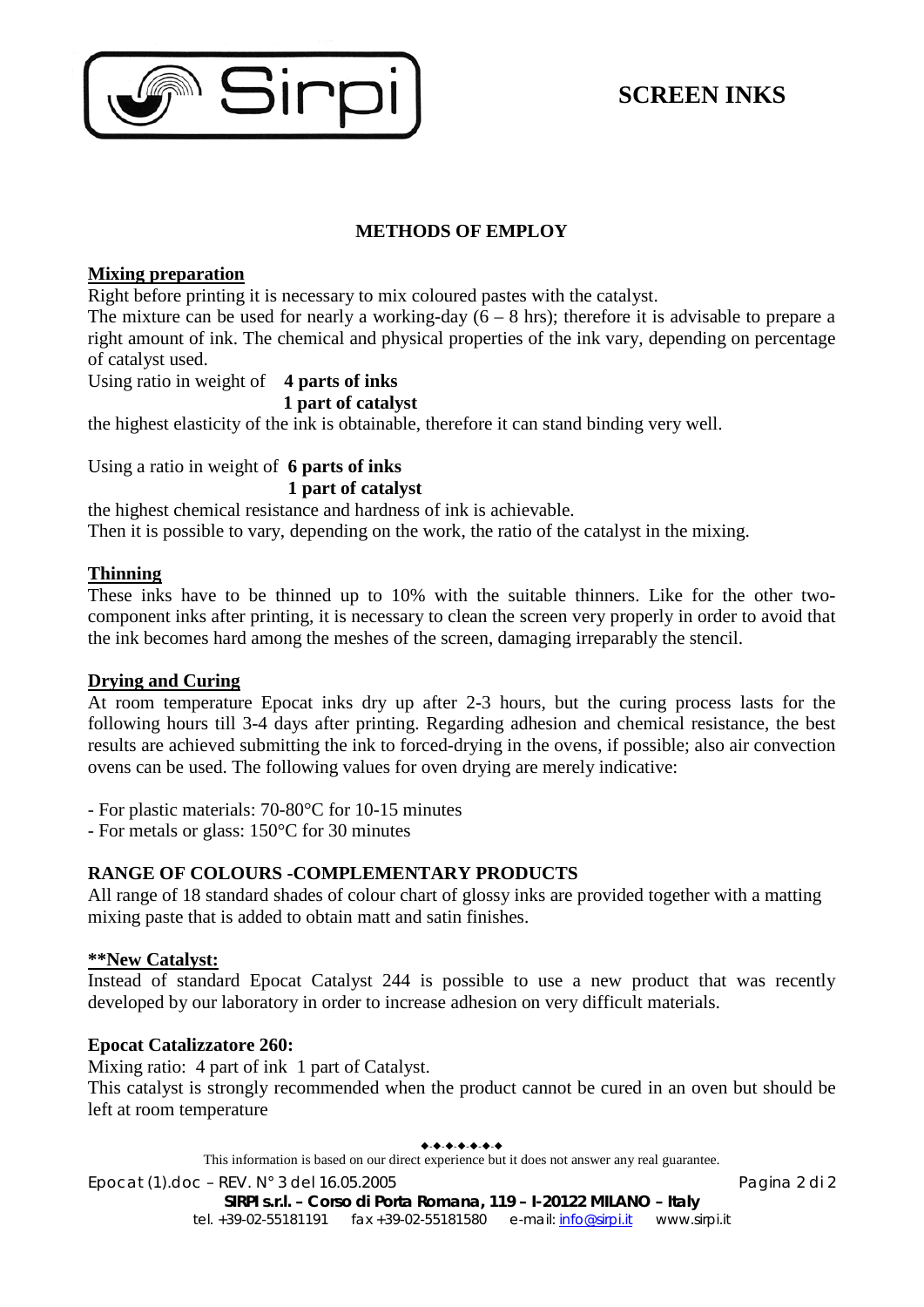# SCREEN INKS

## METHODS OF EMPLOY

**Mixing preparation**

Right before printing it is necessary to mix coloured pastes with the catalyst.

The mixture can be used for nearly a working-day (6 – 8 hrs); therefore it is advisable to prepare a right amount of ink. The chemical and physical properties of the ink vary, depending on percentage of catalyst used.

Using ratio in weight of **4 parts of inks**
**1 part of catalyst**

the highest elasticity of the ink is obtainable, therefore it can stand binding very well.

Using a ratio in weight of **6 parts of inks**
**1 part of catalyst**

the highest chemical resistance and hardness of ink is achievable.

Then it is possible to vary, depending on the work, the ratio of the catalyst in the mixing.

**Thinning**

These inks have to be thinned up to 10% with the suitable thinners. Like for the other two-component inks after printing, it is necessary to clean the screen very properly in order to avoid that the ink becomes hard among the meshes of the screen, damaging irreparably the stencil.

**Drying and Curing**

At room temperature Epocat inks dry up after 2-3 hours, but the curing process lasts for the following hours till 3-4 days after printing. Regarding adhesion and chemical resistance, the best results are achieved submitting the ink to forced-drying in the ovens, if possible; also air convection ovens can be used. The following values for oven drying are merely indicative:

- For plastic materials: 70-80°C for 10-15 minutes
- For metals or glass: 150°C for 30 minutes

## RANGE OF COLOURS -COMPLEMENTARY PRODUCTS

All range of 18 standard shades of colour chart of glossy inks are provided together with a matting mixing paste that is added to obtain matt and satin finishes.

****New Catalyst:**

Instead of standard Epocat Catalyst 244 is possible to use a new product that was recently developed by our laboratory in order to increase adhesion on very difficult materials.

**Epocat Catalizzatore 260:**

Mixing ratio: 4 part of ink 1 part of Catalyst.

This catalyst is strongly recommended when the product cannot be cured in an oven but should be left at room temperature

This information is based on our direct experience but it does not answer any real guarantee.

Epocat (1).doc – REV. N° 3 del 16.05.2005

**SIRPI s.r.l. – Corso di Porta Romana, 119 – I-20122 MILANO – Italy**
tel. +39-02-55181191 fax +39-02-55181580 e-mail: info@sirpi.it www.sirpi.it